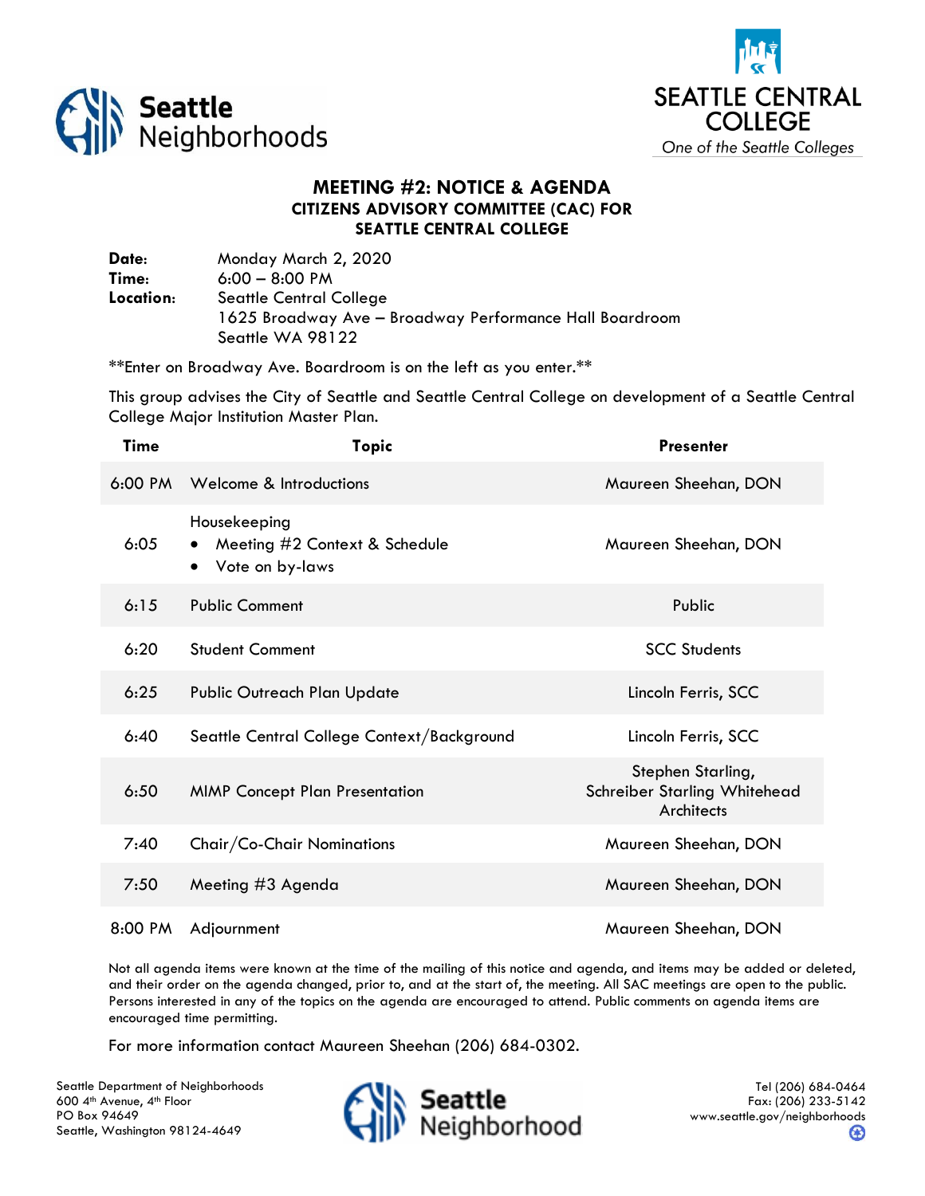Seattle Neighborhoods

SEATTLE CENTRAL COLLEGE
*One of the Seattle Colleges*

# MEETING #2: NOTICE & AGENDA
## CITIZENS ADVISORY COMMITTEE (CAC) FOR SEATTLE CENTRAL COLLEGE

**Date:** Monday March 2, 2020
**Time:** 6:00 – 8:00 PM
**Location:** Seattle Central College
1625 Broadway Ave – Broadway Performance Hall Boardroom
Seattle WA 98122

**Enter on Broadway Ave. Boardroom is on the left as you enter.**

This group advises the City of Seattle and Seattle Central College on development of a Seattle Central College Major Institution Master Plan.

| Time | Topic | Presenter |
|---|---|---|
| 6:00 PM | Welcome & Introductions | Maureen Sheehan, DON |
| 6:05 | Housekeeping<br>• Meeting #2 Context & Schedule<br>• Vote on by-laws | Maureen Sheehan, DON |
| 6:15 | Public Comment | Public |
| 6:20 | Student Comment | SCC Students |
| 6:25 | Public Outreach Plan Update | Lincoln Ferris, SCC |
| 6:40 | Seattle Central College Context/Background | Lincoln Ferris, SCC |
| 6:50 | MIMP Concept Plan Presentation | Stephen Starling, Schreiber Starling Whitehead Architects |
| 7:40 | Chair/Co-Chair Nominations | Maureen Sheehan, DON |
| 7:50 | Meeting #3 Agenda | Maureen Sheehan, DON |
| 8:00 PM | Adjournment | Maureen Sheehan, DON |

Not all agenda items were known at the time of the mailing of this notice and agenda, and items may be added or deleted, and their order on the agenda changed, prior to, and at the start of, the meeting. All SAC meetings are open to the public. Persons interested in any of the topics on the agenda are encouraged to attend. Public comments on agenda items are encouraged time permitting.

For more information contact Maureen Sheehan (206) 684-0302.

Seattle Department of Neighborhoods
600 4th Avenue, 4th Floor
PO Box 94649
Seattle, Washington 98124-4649

Tel (206) 684-0464
Fax: (206) 233-5142
www.seattle.gov/neighborhoods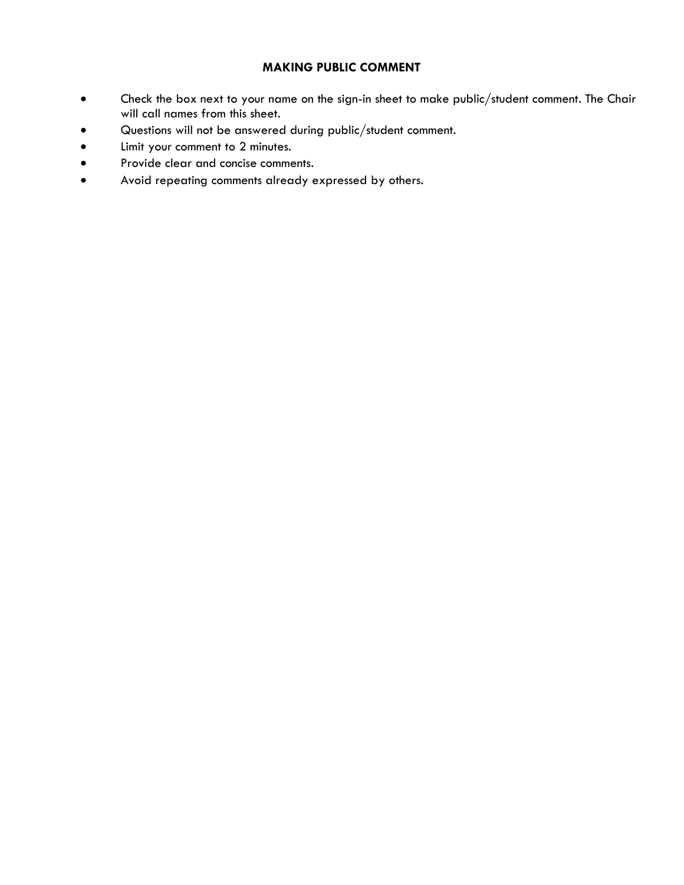## MAKING PUBLIC COMMENT

- Check the box next to your name on the sign-in sheet to make public/student comment. The Chair will call names from this sheet.
- Questions will not be answered during public/student comment.
- Limit your comment to 2 minutes.
- Provide clear and concise comments.
- Avoid repeating comments already expressed by others.